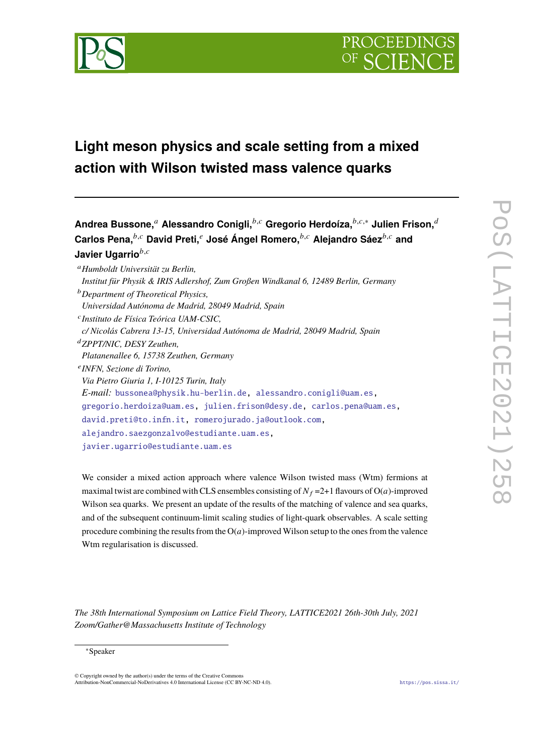# Light meson physics and scale setting from a mixed action with Wilson twisted mass valence quarks

**Andrea Bussone,**[a] **Alessandro Conigli,**[b,c] **Gregorio Herdoíza,**[b,c,*] **Julien Frison,**[d] **Carlos Pena,**[b,c] **David Preti,**[e] **José Ángel Romero,**[b,c] **Alejandro Sáez**[b,c] **and Javier Ugarrio**[b,c]

[a] *Humboldt Universität zu Berlin, Institut für Physik & IRIS Adlershof, Zum Großen Windkanal 6, 12489 Berlin, Germany*

[b] *Department of Theoretical Physics, Universidad Autónoma de Madrid, 28049 Madrid, Spain*

[c] *Instituto de Física Teórica UAM-CSIC, c/ Nicolás Cabrera 13-15, Universidad Autónoma de Madrid, 28049 Madrid, Spain*

[d] *ZPPT/NIC, DESY Zeuthen, Platanenallee 6, 15738 Zeuthen, Germany*

[e] *INFN, Sezione di Torino, Via Pietro Giuria 1, I-10125 Turin, Italy*

*E-mail:* bussonea@physik.hu-berlin.de, alessandro.conigli@uam.es, gregorio.herdoiza@uam.es, julien.frison@desy.de, carlos.pena@uam.es, david.preti@to.infn.it, romerojurado.ja@outlook.com, alejandro.saezgonzalvo@estudiante.uam.es, javier.ugarrio@estudiante.uam.es

We consider a mixed action approach where valence Wilson twisted mass (Wtm) fermions at maximal twist are combined with CLS ensembles consisting of $N_f$ =2+1 flavours of O($a$)-improved Wilson sea quarks. We present an update of the results of the matching of valence and sea quarks, and of the subsequent continuum-limit scaling studies of light-quark observables. A scale setting procedure combining the results from the O($a$)-improved Wilson setup to the ones from the valence Wtm regularisation is discussed.

*The 38th International Symposium on Lattice Field Theory, LATTICE2021 26th-30th July, 2021 Zoom/Gather@Massachusetts Institute of Technology*

*Speaker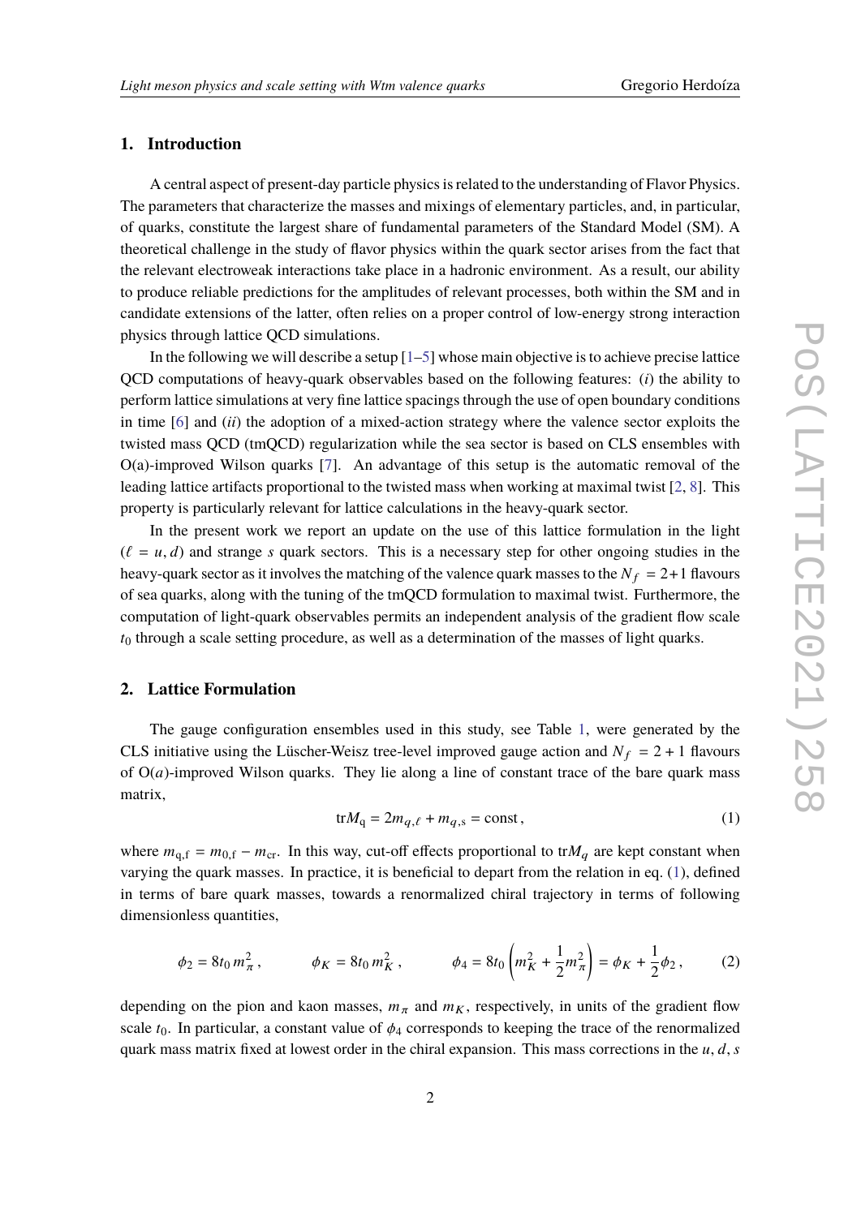## 1. Introduction

A central aspect of present-day particle physics is related to the understanding of Flavor Physics. The parameters that characterize the masses and mixings of elementary particles, and, in particular, of quarks, constitute the largest share of fundamental parameters of the Standard Model (SM). A theoretical challenge in the study of flavor physics within the quark sector arises from the fact that the relevant electroweak interactions take place in a hadronic environment. As a result, our ability to produce reliable predictions for the amplitudes of relevant processes, both within the SM and in candidate extensions of the latter, often relies on a proper control of low-energy strong interaction physics through lattice QCD simulations.

In the following we will describe a setup [1–5] whose main objective is to achieve precise lattice QCD computations of heavy-quark observables based on the following features: (*i*) the ability to perform lattice simulations at very fine lattice spacings through the use of open boundary conditions in time [6] and (*ii*) the adoption of a mixed-action strategy where the valence sector exploits the twisted mass QCD (tmQCD) regularization while the sea sector is based on CLS ensembles with O(a)-improved Wilson quarks [7]. An advantage of this setup is the automatic removal of the leading lattice artifacts proportional to the twisted mass when working at maximal twist [2, 8]. This property is particularly relevant for lattice calculations in the heavy-quark sector.

In the present work we report an update on the use of this lattice formulation in the light ($\ell = u, d$) and strange $s$ quark sectors. This is a necessary step for other ongoing studies in the heavy-quark sector as it involves the matching of the valence quark masses to the $N_f = 2+1$ flavours of sea quarks, along with the tuning of the tmQCD formulation to maximal twist. Furthermore, the computation of light-quark observables permits an independent analysis of the gradient flow scale $t_0$ through a scale setting procedure, as well as a determination of the masses of light quarks.

## 2. Lattice Formulation

The gauge configuration ensembles used in this study, see Table 1, were generated by the CLS initiative using the Lüscher-Weisz tree-level improved gauge action and $N_f = 2 + 1$ flavours of O($a$)-improved Wilson quarks. They lie along a line of constant trace of the bare quark mass matrix,

$$\mathrm{tr}M_{\mathrm{q}} = 2m_{q,\ell} + m_{q,\mathrm{s}} = \mathrm{const}\,, \tag{1}$$

where $m_{\mathrm{q,f}} = m_{0,\mathrm{f}} - m_{\mathrm{cr}}$. In this way, cut-off effects proportional to $\mathrm{tr}M_q$ are kept constant when varying the quark masses. In practice, it is beneficial to depart from the relation in eq. (1), defined in terms of bare quark masses, towards a renormalized chiral trajectory in terms of following dimensionless quantities,

$$\phi_2 = 8t_0\, m_\pi^2\,, \qquad \phi_K = 8t_0\, m_K^2\,, \qquad \phi_4 = 8t_0 \left(m_K^2 + \frac{1}{2}m_\pi^2\right) = \phi_K + \frac{1}{2}\phi_2\,, \tag{2}$$

depending on the pion and kaon masses, $m_\pi$ and $m_K$, respectively, in units of the gradient flow scale $t_0$. In particular, a constant value of $\phi_4$ corresponds to keeping the trace of the renormalized quark mass matrix fixed at lowest order in the chiral expansion. This mass corrections in the $u, d, s$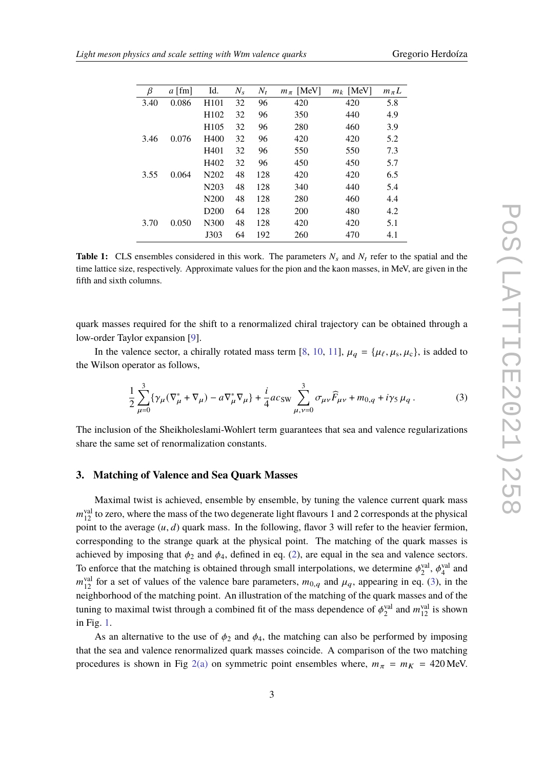| $\beta$ | $a$ [fm] | Id. | $N_s$ | $N_t$ | $m_\pi$ [MeV] | $m_k$ [MeV] | $m_\pi L$ |
|---|---|---|---|---|---|---|---|
| 3.40 | 0.086 | H101 | 32 | 96 | 420 | 420 | 5.8 |
| | | H102 | 32 | 96 | 350 | 440 | 4.9 |
| | | H105 | 32 | 96 | 280 | 460 | 3.9 |
| 3.46 | 0.076 | H400 | 32 | 96 | 420 | 420 | 5.2 |
| | | H401 | 32 | 96 | 550 | 550 | 7.3 |
| | | H402 | 32 | 96 | 450 | 450 | 5.7 |
| 3.55 | 0.064 | N202 | 48 | 128 | 420 | 420 | 6.5 |
| | | N203 | 48 | 128 | 340 | 440 | 5.4 |
| | | N200 | 48 | 128 | 280 | 460 | 4.4 |
| | | D200 | 64 | 128 | 200 | 480 | 4.2 |
| 3.70 | 0.050 | N300 | 48 | 128 | 420 | 420 | 5.1 |
| | | J303 | 64 | 192 | 260 | 470 | 4.1 |

**Table 1:** CLS ensembles considered in this work. The parameters $N_s$ and $N_t$ refer to the spatial and the time lattice size, respectively. Approximate values for the pion and the kaon masses, in MeV, are given in the fifth and sixth columns.

quark masses required for the shift to a renormalized chiral trajectory can be obtained through a low-order Taylor expansion [9].

In the valence sector, a chirally rotated mass term [8, 10, 11], $\mu_q = \{\mu_\ell, \mu_s, \mu_c\}$, is added to the Wilson operator as follows,

$$\frac{1}{2}\sum_{\mu=0}^{3}\{\gamma_\mu(\nabla^*_\mu + \nabla_\mu) - a\nabla^*_\mu\nabla_\mu\} + \frac{i}{4}ac_{\rm SW}\sum_{\mu,\nu=0}^{3}\sigma_{\mu\nu}\widehat{F}_{\mu\nu} + m_{0,q} + i\gamma_5\,\mu_q\,. \tag{3}$$

The inclusion of the Sheikholeslami-Wohlert term guarantees that sea and valence regularizations share the same set of renormalization constants.

## 3. Matching of Valence and Sea Quark Masses

Maximal twist is achieved, ensemble by ensemble, by tuning the valence current quark mass $m_{12}^{\rm val}$ to zero, where the mass of the two degenerate light flavours 1 and 2 corresponds at the physical point to the average $(u, d)$ quark mass. In the following, flavor 3 will refer to the heavier fermion, corresponding to the strange quark at the physical point. The matching of the quark masses is achieved by imposing that $\phi_2$ and $\phi_4$, defined in eq. (2), are equal in the sea and valence sectors. To enforce that the matching is obtained through small interpolations, we determine $\phi_2^{\rm val}$, $\phi_4^{\rm val}$ and $m_{12}^{\rm val}$ for a set of values of the valence bare parameters, $m_{0,q}$ and $\mu_q$, appearing in eq. (3), in the neighborhood of the matching point. An illustration of the matching of the quark masses and of the tuning to maximal twist through a combined fit of the mass dependence of $\phi_2^{\rm val}$ and $m_{12}^{\rm val}$ is shown in Fig. 1.

As an alternative to the use of $\phi_2$ and $\phi_4$, the matching can also be performed by imposing that the sea and valence renormalized quark masses coincide. A comparison of the two matching procedures is shown in Fig 2(a) on symmetric point ensembles where, $m_\pi = m_K = 420\,$MeV.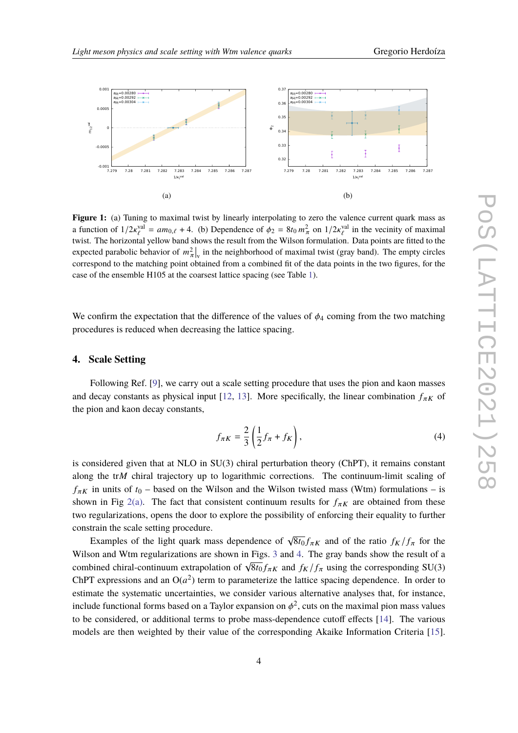(a)

(b)

**Figure 1:** (a) Tuning to maximal twist by linearly interpolating to zero the valence current quark mass as a function of $1/2\kappa_\ell^{\rm val} = am_{0,\ell} + 4$. (b) Dependence of $\phi_2 = 8t_0\, m_\pi^2$ on $1/2\kappa_\ell^{\rm val}$ in the vecinity of maximal twist. The horizontal yellow band shows the result from the Wilson formulation. Data points are fitted to the expected parabolic behavior of $m_\pi^2\big|_{\rm v}$ in the neighborhood of maximal twist (gray band). The empty circles correspond to the matching point obtained from a combined fit of the data points in the two figures, for the case of the ensemble H105 at the coarsest lattice spacing (see Table 1).

We confirm the expectation that the difference of the values of $\phi_4$ coming from the two matching procedures is reduced when decreasing the lattice spacing.

## 4. Scale Setting

Following Ref. [9], we carry out a scale setting procedure that uses the pion and kaon masses and decay constants as physical input [12, 13]. More specifically, the linear combination $f_{\pi K}$ of the pion and kaon decay constants,

$$f_{\pi K} = \frac{2}{3}\left(\frac{1}{2} f_\pi + f_K\right), \tag{4}$$

is considered given that at NLO in SU(3) chiral perturbation theory (ChPT), it remains constant along the tr$M$ chiral trajectory up to logarithmic corrections. The continuum-limit scaling of $f_{\pi K}$ in units of $t_0$ – based on the Wilson and the Wilson twisted mass (Wtm) formulations – is shown in Fig 2(a). The fact that consistent continuum results for $f_{\pi K}$ are obtained from these two regularizations, opens the door to explore the possibility of enforcing their equality to further constrain the scale setting procedure.

Examples of the light quark mass dependence of $\sqrt{8t_0} f_{\pi K}$ and of the ratio $f_K/f_\pi$ for the Wilson and Wtm regularizations are shown in Figs. 3 and 4. The gray bands show the result of a combined chiral-continuum extrapolation of $\sqrt{8t_0} f_{\pi K}$ and $f_K/f_\pi$ using the corresponding SU(3) ChPT expressions and an O($a^2$) term to parameterize the lattice spacing dependence. In order to estimate the systematic uncertainties, we consider various alternative analyses that, for instance, include functional forms based on a Taylor expansion on $\phi^2$, cuts on the maximal pion mass values to be considered, or additional terms to probe mass-dependence cutoff effects [14]. The various models are then weighted by their value of the corresponding Akaike Information Criteria [15].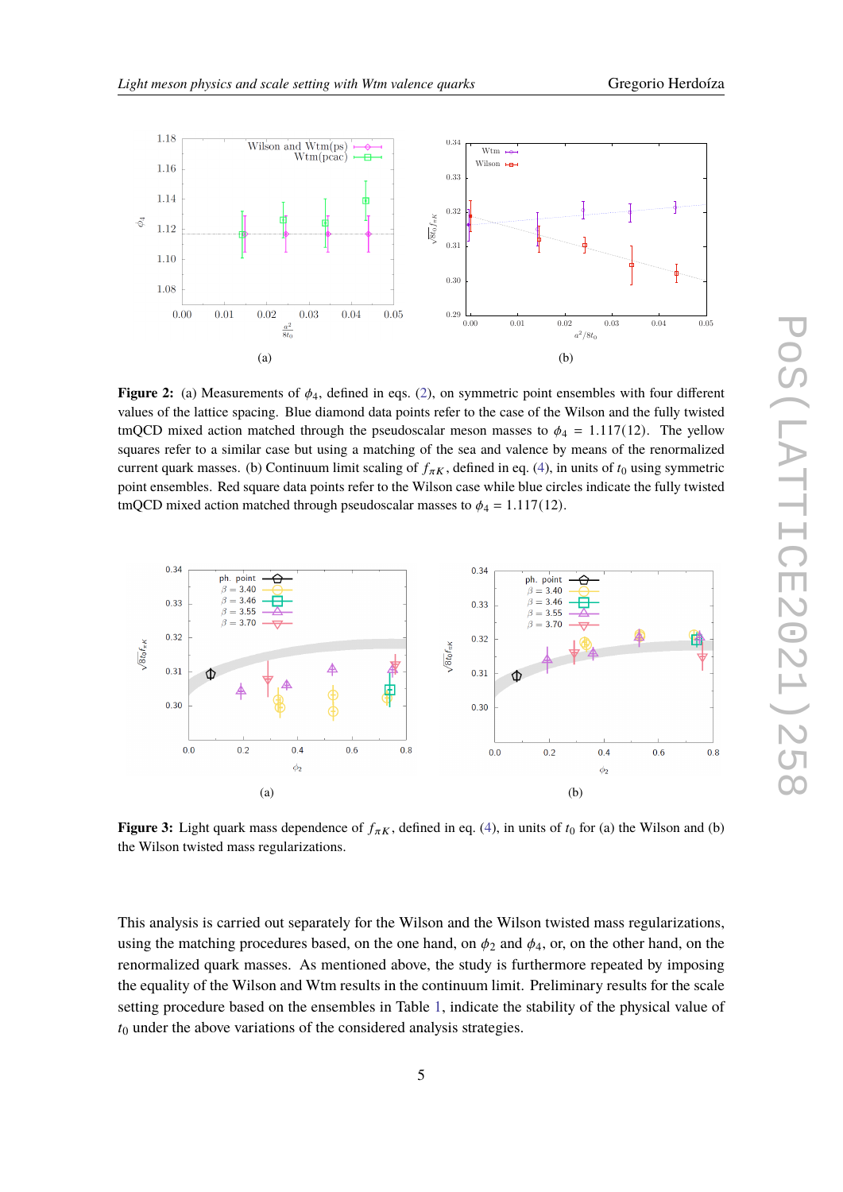**Figure 2:** (a) Measurements of $\phi_4$, defined in eqs. (2), on symmetric point ensembles with four different values of the lattice spacing. Blue diamond data points refer to the case of the Wilson and the fully twisted tmQCD mixed action matched through the pseudoscalar meson masses to $\phi_4 = 1.117(12)$. The yellow squares refer to a similar case but using a matching of the sea and valence by means of the renormalized current quark masses. (b) Continuum limit scaling of $f_{\pi K}$, defined in eq. (4), in units of $t_0$ using symmetric point ensembles. Red square data points refer to the Wilson case while blue circles indicate the fully twisted tmQCD mixed action matched through pseudoscalar masses to $\phi_4 = 1.117(12)$.

**Figure 3:** Light quark mass dependence of $f_{\pi K}$, defined in eq. (4), in units of $t_0$ for (a) the Wilson and (b) the Wilson twisted mass regularizations.

This analysis is carried out separately for the Wilson and the Wilson twisted mass regularizations, using the matching procedures based, on the one hand, on $\phi_2$ and $\phi_4$, or, on the other hand, on the renormalized quark masses. As mentioned above, the study is furthermore repeated by imposing the equality of the Wilson and Wtm results in the continuum limit. Preliminary results for the scale setting procedure based on the ensembles in Table 1, indicate the stability of the physical value of $t_0$ under the above variations of the considered analysis strategies.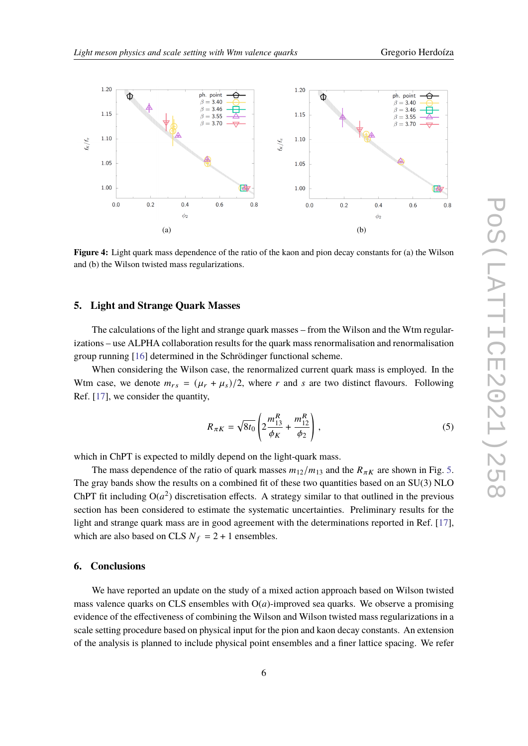**Figure 4:** Light quark mass dependence of the ratio of the kaon and pion decay constants for (a) the Wilson and (b) the Wilson twisted mass regularizations.

## 5. Light and Strange Quark Masses

The calculations of the light and strange quark masses – from the Wilson and the Wtm regularizations – use ALPHA collaboration results for the quark mass renormalisation and renormalisation group running [16] determined in the Schrödinger functional scheme.

When considering the Wilson case, the renormalized current quark mass is employed. In the Wtm case, we denote $m_{rs} = (\mu_r + \mu_s)/2$, where $r$ and $s$ are two distinct flavours. Following Ref. [17], we consider the quantity,

$$R_{\pi K} = \sqrt{8t_0}\left(2\frac{m_{13}^R}{\phi_K} + \frac{m_{12}^R}{\phi_2}\right), \tag{5}$$

which in ChPT is expected to mildly depend on the light-quark mass.

The mass dependence of the ratio of quark masses $m_{12}/m_{13}$ and the $R_{\pi K}$ are shown in Fig. 5. The gray bands show the results on a combined fit of these two quantities based on an SU(3) NLO ChPT fit including $O(a^2)$ discretisation effects. A strategy similar to that outlined in the previous section has been considered to estimate the systematic uncertainties. Preliminary results for the light and strange quark mass are in good agreement with the determinations reported in Ref. [17], which are also based on CLS $N_f = 2 + 1$ ensembles.

## 6. Conclusions

We have reported an update on the study of a mixed action approach based on Wilson twisted mass valence quarks on CLS ensembles with $O(a)$-improved sea quarks. We observe a promising evidence of the effectiveness of combining the Wilson and Wilson twisted mass regularizations in a scale setting procedure based on physical input for the pion and kaon decay constants. An extension of the analysis is planned to include physical point ensembles and a finer lattice spacing. We refer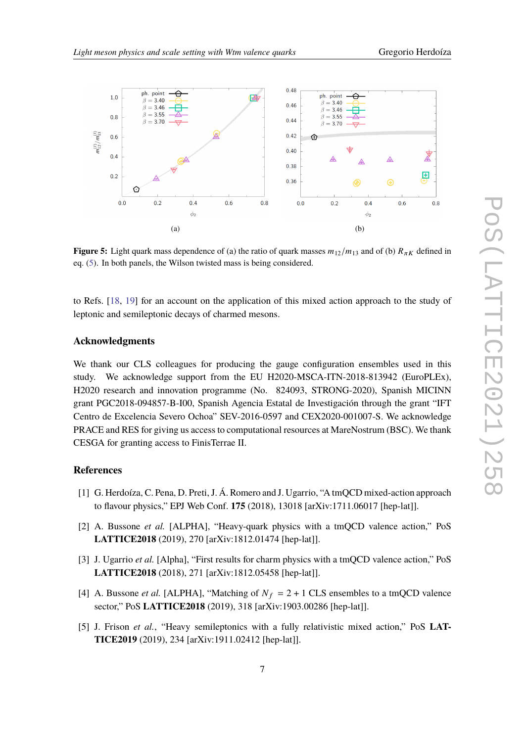(a)

(b)

**Figure 5:** Light quark mass dependence of (a) the ratio of quark masses $m_{12}/m_{13}$ and of (b) $R_{\pi K}$ defined in eq. (5). In both panels, the Wilson twisted mass is being considered.

to Refs. [18, 19] for an account on the application of this mixed action approach to the study of leptonic and semileptonic decays of charmed mesons.

## Acknowledgments

We thank our CLS colleagues for producing the gauge configuration ensembles used in this study. We acknowledge support from the EU H2020-MSCA-ITN-2018-813942 (EuroPLEx), H2020 research and innovation programme (No. 824093, STRONG-2020), Spanish MICINN grant PGC2018-094857-B-I00, Spanish Agencia Estatal de Investigación through the grant "IFT Centro de Excelencia Severo Ochoa" SEV-2016-0597 and CEX2020-001007-S. We acknowledge PRACE and RES for giving us access to computational resources at MareNostrum (BSC). We thank CESGA for granting access to FinisTerrae II.

## References

[1] G. Herdoíza, C. Pena, D. Preti, J. Á. Romero and J. Ugarrio, "A tmQCD mixed-action approach to flavour physics," EPJ Web Conf. **175** (2018), 13018 [arXiv:1711.06017 [hep-lat]].

[2] A. Bussone *et al.* [ALPHA], "Heavy-quark physics with a tmQCD valence action," PoS **LATTICE2018** (2019), 270 [arXiv:1812.01474 [hep-lat]].

[3] J. Ugarrio *et al.* [Alpha], "First results for charm physics with a tmQCD valence action," PoS **LATTICE2018** (2018), 271 [arXiv:1812.05458 [hep-lat]].

[4] A. Bussone *et al.* [ALPHA], "Matching of $N_f = 2+1$ CLS ensembles to a tmQCD valence sector," PoS **LATTICE2018** (2019), 318 [arXiv:1903.00286 [hep-lat]].

[5] J. Frison *et al.*, "Heavy semileptonics with a fully relativistic mixed action," PoS **LATTICE2019** (2019), 234 [arXiv:1911.02412 [hep-lat]].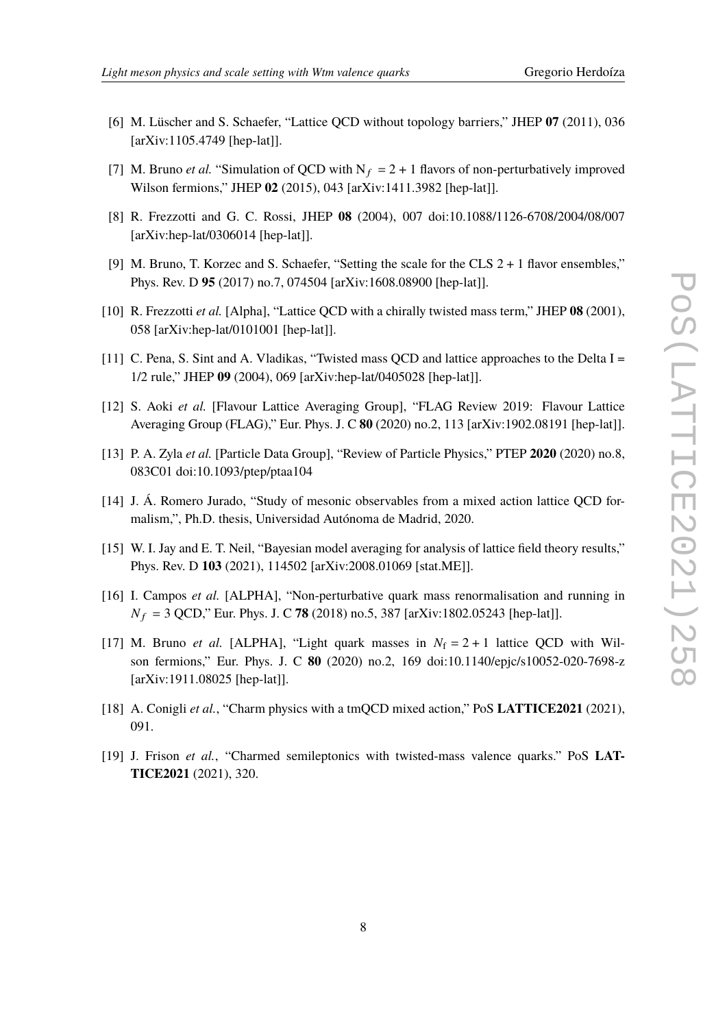[6] M. Lüscher and S. Schaefer, "Lattice QCD without topology barriers," JHEP **07** (2011), 036 [arXiv:1105.4749 [hep-lat]].

[7] M. Bruno *et al.* "Simulation of QCD with $N_f = 2 + 1$ flavors of non-perturbatively improved Wilson fermions," JHEP **02** (2015), 043 [arXiv:1411.3982 [hep-lat]].

[8] R. Frezzotti and G. C. Rossi, JHEP **08** (2004), 007 doi:10.1088/1126-6708/2004/08/007 [arXiv:hep-lat/0306014 [hep-lat]].

[9] M. Bruno, T. Korzec and S. Schaefer, "Setting the scale for the CLS 2 + 1 flavor ensembles," Phys. Rev. D **95** (2017) no.7, 074504 [arXiv:1608.08900 [hep-lat]].

[10] R. Frezzotti *et al.* [Alpha], "Lattice QCD with a chirally twisted mass term," JHEP **08** (2001), 058 [arXiv:hep-lat/0101001 [hep-lat]].

[11] C. Pena, S. Sint and A. Vladikas, "Twisted mass QCD and lattice approaches to the Delta I = 1/2 rule," JHEP **09** (2004), 069 [arXiv:hep-lat/0405028 [hep-lat]].

[12] S. Aoki *et al.* [Flavour Lattice Averaging Group], "FLAG Review 2019: Flavour Lattice Averaging Group (FLAG)," Eur. Phys. J. C **80** (2020) no.2, 113 [arXiv:1902.08191 [hep-lat]].

[13] P. A. Zyla *et al.* [Particle Data Group], "Review of Particle Physics," PTEP **2020** (2020) no.8, 083C01 doi:10.1093/ptep/ptaa104

[14] J. Á. Romero Jurado, "Study of mesonic observables from a mixed action lattice QCD formalism,", Ph.D. thesis, Universidad Autónoma de Madrid, 2020.

[15] W. I. Jay and E. T. Neil, "Bayesian model averaging for analysis of lattice field theory results," Phys. Rev. D **103** (2021), 114502 [arXiv:2008.01069 [stat.ME]].

[16] I. Campos *et al.* [ALPHA], "Non-perturbative quark mass renormalisation and running in $N_f = 3$ QCD," Eur. Phys. J. C **78** (2018) no.5, 387 [arXiv:1802.05243 [hep-lat]].

[17] M. Bruno *et al.* [ALPHA], "Light quark masses in $N_\mathrm{f} = 2 + 1$ lattice QCD with Wilson fermions," Eur. Phys. J. C **80** (2020) no.2, 169 doi:10.1140/epjc/s10052-020-7698-z [arXiv:1911.08025 [hep-lat]].

[18] A. Conigli *et al.*, "Charm physics with a tmQCD mixed action," PoS **LATTICE2021** (2021), 091.

[19] J. Frison *et al.*, "Charmed semileptonics with twisted-mass valence quarks." PoS **LATTICE2021** (2021), 320.